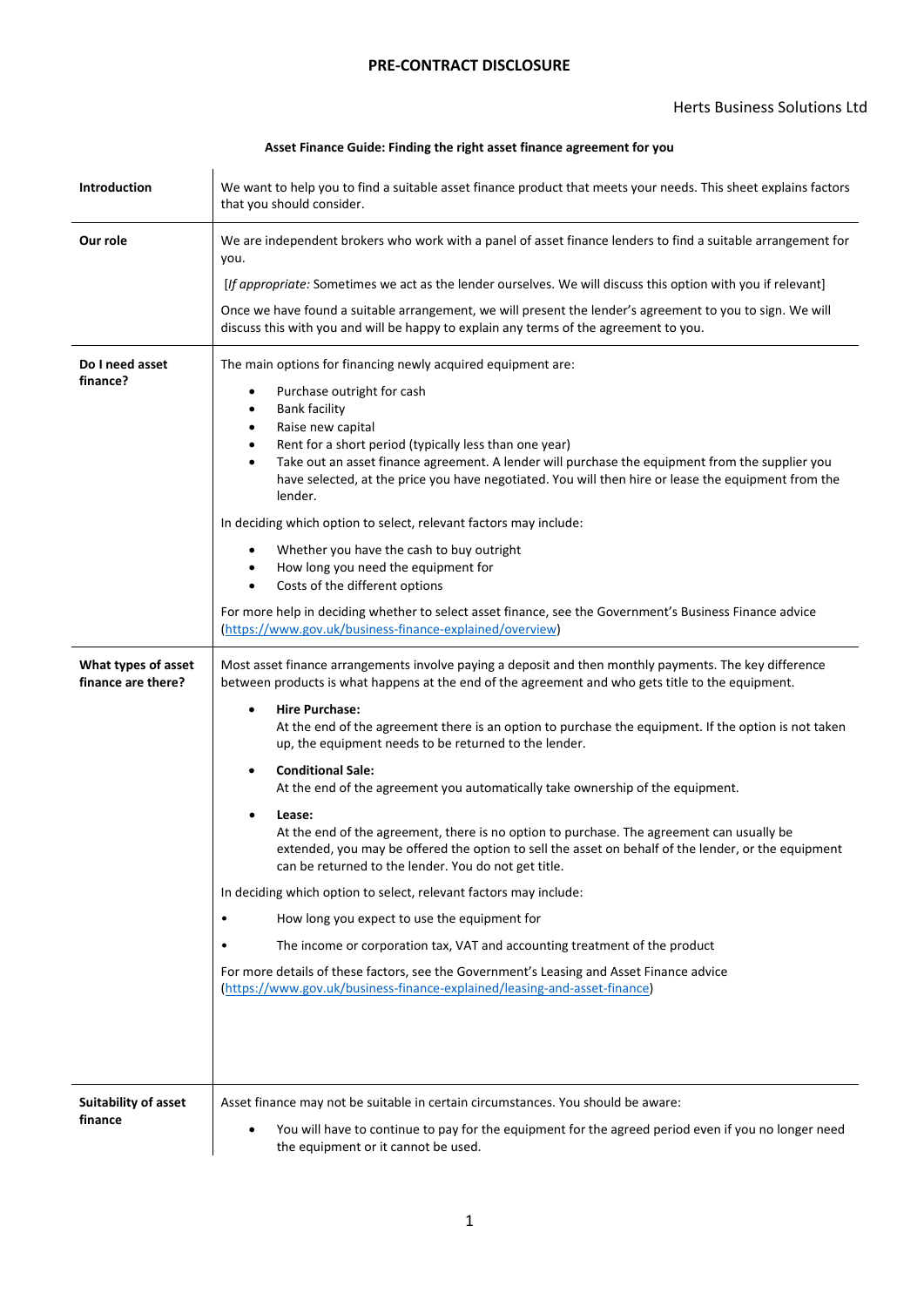# PRE-CONTRACT DISCLOSURE

Herts Business Solutions Ltd

### Asset Finance Guide: Finding the right asset finance agreement for you

**Introduction**

We want to help you to find a suitable asset finance product that meets your needs. This sheet explains factors that you should consider.

**Our role**

We are independent brokers who work with a panel of asset finance lenders to find a suitable arrangement for you.

[*If appropriate:* Sometimes we act as the lender ourselves. We will discuss this option with you if relevant]

Once we have found a suitable arrangement, we will present the lender's agreement to you to sign. We will discuss this with you and will be happy to explain any terms of the agreement to you.

**Do I need asset finance?**

The main options for financing newly acquired equipment are:

- Purchase outright for cash
- Bank facility
- Raise new capital
- Rent for a short period (typically less than one year)
- Take out an asset finance agreement. A lender will purchase the equipment from the supplier you have selected, at the price you have negotiated. You will then hire or lease the equipment from the lender.

In deciding which option to select, relevant factors may include:

- Whether you have the cash to buy outright
- How long you need the equipment for
- Costs of the different options

For more help in deciding whether to select asset finance, see the Government's Business Finance advice (https://www.gov.uk/business-finance-explained/overview)

**What types of asset finance are there?**

Most asset finance arrangements involve paying a deposit and then monthly payments. The key difference between products is what happens at the end of the agreement and who gets title to the equipment.

- **Hire Purchase:**
  At the end of the agreement there is an option to purchase the equipment. If the option is not taken up, the equipment needs to be returned to the lender.
- **Conditional Sale:**
  At the end of the agreement you automatically take ownership of the equipment.
- **Lease:**
  At the end of the agreement, there is no option to purchase. The agreement can usually be extended, you may be offered the option to sell the asset on behalf of the lender, or the equipment can be returned to the lender. You do not get title.

In deciding which option to select, relevant factors may include:

- How long you expect to use the equipment for
- The income or corporation tax, VAT and accounting treatment of the product

For more details of these factors, see the Government's Leasing and Asset Finance advice (https://www.gov.uk/business-finance-explained/leasing-and-asset-finance)

**Suitability of asset finance**

Asset finance may not be suitable in certain circumstances. You should be aware:

- You will have to continue to pay for the equipment for the agreed period even if you no longer need the equipment or it cannot be used.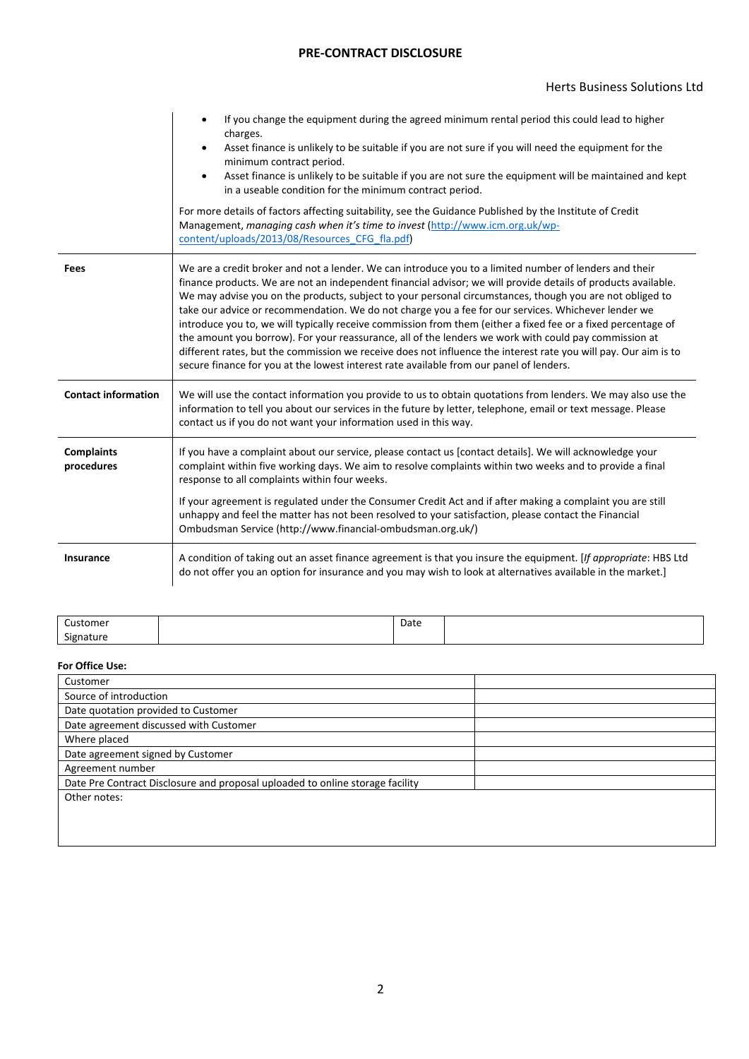# PRE-CONTRACT DISCLOSURE

Herts Business Solutions Ltd

| | |
|---|---|
| | • If you change the equipment during the agreed minimum rental period this could lead to higher charges.<br>• Asset finance is unlikely to be suitable if you are not sure if you will need the equipment for the minimum contract period.<br>• Asset finance is unlikely to be suitable if you are not sure the equipment will be maintained and kept in a useable condition for the minimum contract period.<br><br>For more details of factors affecting suitability, see the Guidance Published by the Institute of Credit Management, *managing cash when it's time to invest* (http://www.icm.org.uk/wp-content/uploads/2013/08/Resources_CFG_fla.pdf) |
| **Fees** | We are a credit broker and not a lender. We can introduce you to a limited number of lenders and their finance products. We are not an independent financial advisor; we will provide details of products available. We may advise you on the products, subject to your personal circumstances, though you are not obliged to take our advice or recommendation. We do not charge you a fee for our services. Whichever lender we introduce you to, we will typically receive commission from them (either a fixed fee or a fixed percentage of the amount you borrow). For your reassurance, all of the lenders we work with could pay commission at different rates, but the commission we receive does not influence the interest rate you will pay. Our aim is to secure finance for you at the lowest interest rate available from our panel of lenders. |
| **Contact information** | We will use the contact information you provide to us to obtain quotations from lenders. We may also use the information to tell you about our services in the future by letter, telephone, email or text message. Please contact us if you do not want your information used in this way. |
| **Complaints procedures** | If you have a complaint about our service, please contact us [contact details]. We will acknowledge your complaint within five working days. We aim to resolve complaints within two weeks and to provide a final response to all complaints within four weeks.<br><br>If your agreement is regulated under the Consumer Credit Act and if after making a complaint you are still unhappy and feel the matter has not been resolved to your satisfaction, please contact the Financial Ombudsman Service (http://www.financial-ombudsman.org.uk/) |
| **Insurance** | A condition of taking out an asset finance agreement is that you insure the equipment. [*If appropriate*: HBS Ltd do not offer you an option for insurance and you may wish to look at alternatives available in the market.] |

| | | | |
|---|---|---|---|
| Customer Signature | | Date | |

**For Office Use:**

| | |
|---|---|
| Customer | |
| Source of introduction | |
| Date quotation provided to Customer | |
| Date agreement discussed with Customer | |
| Where placed | |
| Date agreement signed by Customer | |
| Agreement number | |
| Date Pre Contract Disclosure and proposal uploaded to online storage facility | |
| Other notes: | |